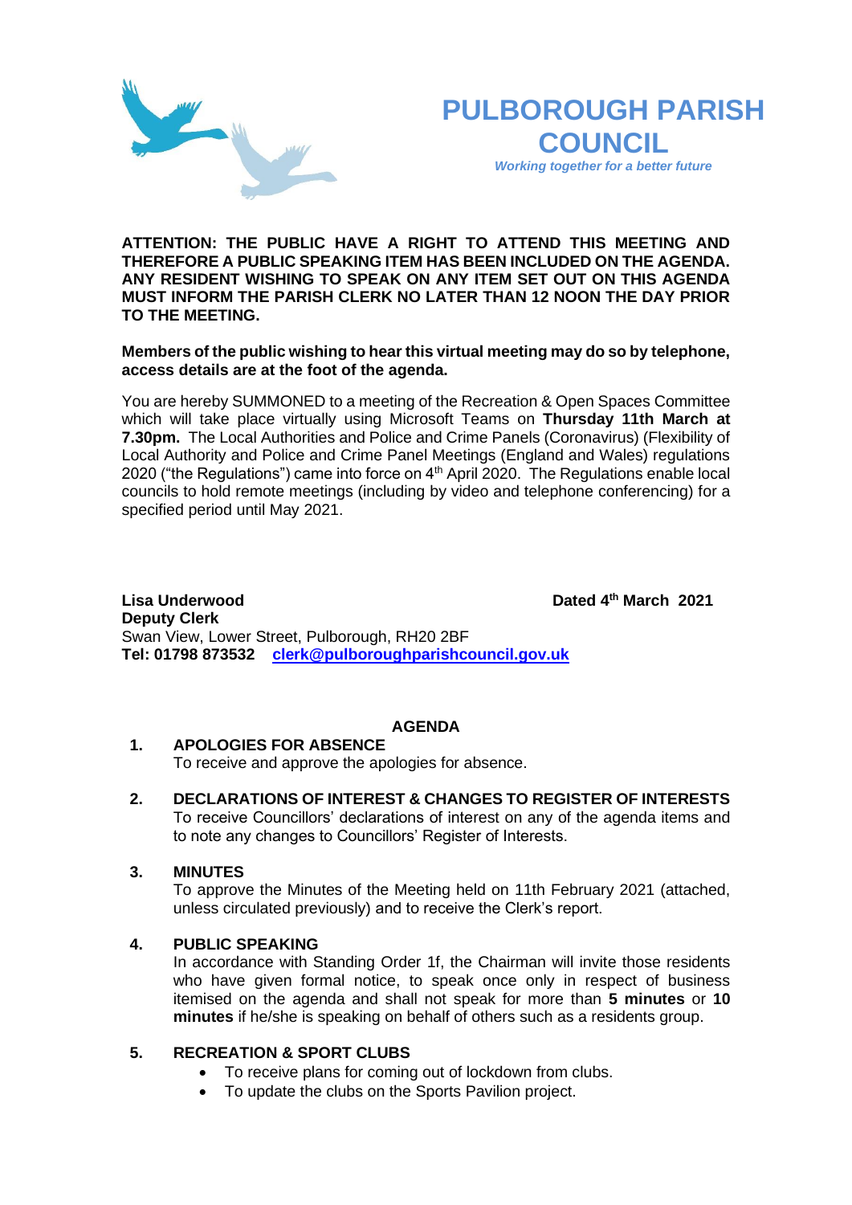# PULBOROUGH PARISH COUNCIL

*Working together for a better future*

**ATTENTION: THE PUBLIC HAVE A RIGHT TO ATTEND THIS MEETING AND THEREFORE A PUBLIC SPEAKING ITEM HAS BEEN INCLUDED ON THE AGENDA. ANY RESIDENT WISHING TO SPEAK ON ANY ITEM SET OUT ON THIS AGENDA MUST INFORM THE PARISH CLERK NO LATER THAN 12 NOON THE DAY PRIOR TO THE MEETING.**

**Members of the public wishing to hear this virtual meeting may do so by telephone, access details are at the foot of the agenda.**

You are hereby SUMMONED to a meeting of the Recreation & Open Spaces Committee which will take place virtually using Microsoft Teams on **Thursday 11th March at 7.30pm.** The Local Authorities and Police and Crime Panels (Coronavirus) (Flexibility of Local Authority and Police and Crime Panel Meetings (England and Wales) regulations 2020 ("the Regulations") came into force on 4th April 2020. The Regulations enable local councils to hold remote meetings (including by video and telephone conferencing) for a specified period until May 2021.

**Lisa Underwood** **Dated 4th March 2021**
**Deputy Clerk**
Swan View, Lower Street, Pulborough, RH20 2BF
**Tel: 01798 873532** **clerk@pulboroughparishcouncil.gov.uk**

## AGENDA

**1. APOLOGIES FOR ABSENCE**
To receive and approve the apologies for absence.

**2. DECLARATIONS OF INTEREST & CHANGES TO REGISTER OF INTERESTS**
To receive Councillors' declarations of interest on any of the agenda items and to note any changes to Councillors' Register of Interests.

**3. MINUTES**
To approve the Minutes of the Meeting held on 11th February 2021 (attached, unless circulated previously) and to receive the Clerk's report.

**4. PUBLIC SPEAKING**
In accordance with Standing Order 1f, the Chairman will invite those residents who have given formal notice, to speak once only in respect of business itemised on the agenda and shall not speak for more than **5 minutes** or **10 minutes** if he/she is speaking on behalf of others such as a residents group.

**5. RECREATION & SPORT CLUBS**
- To receive plans for coming out of lockdown from clubs.
- To update the clubs on the Sports Pavilion project.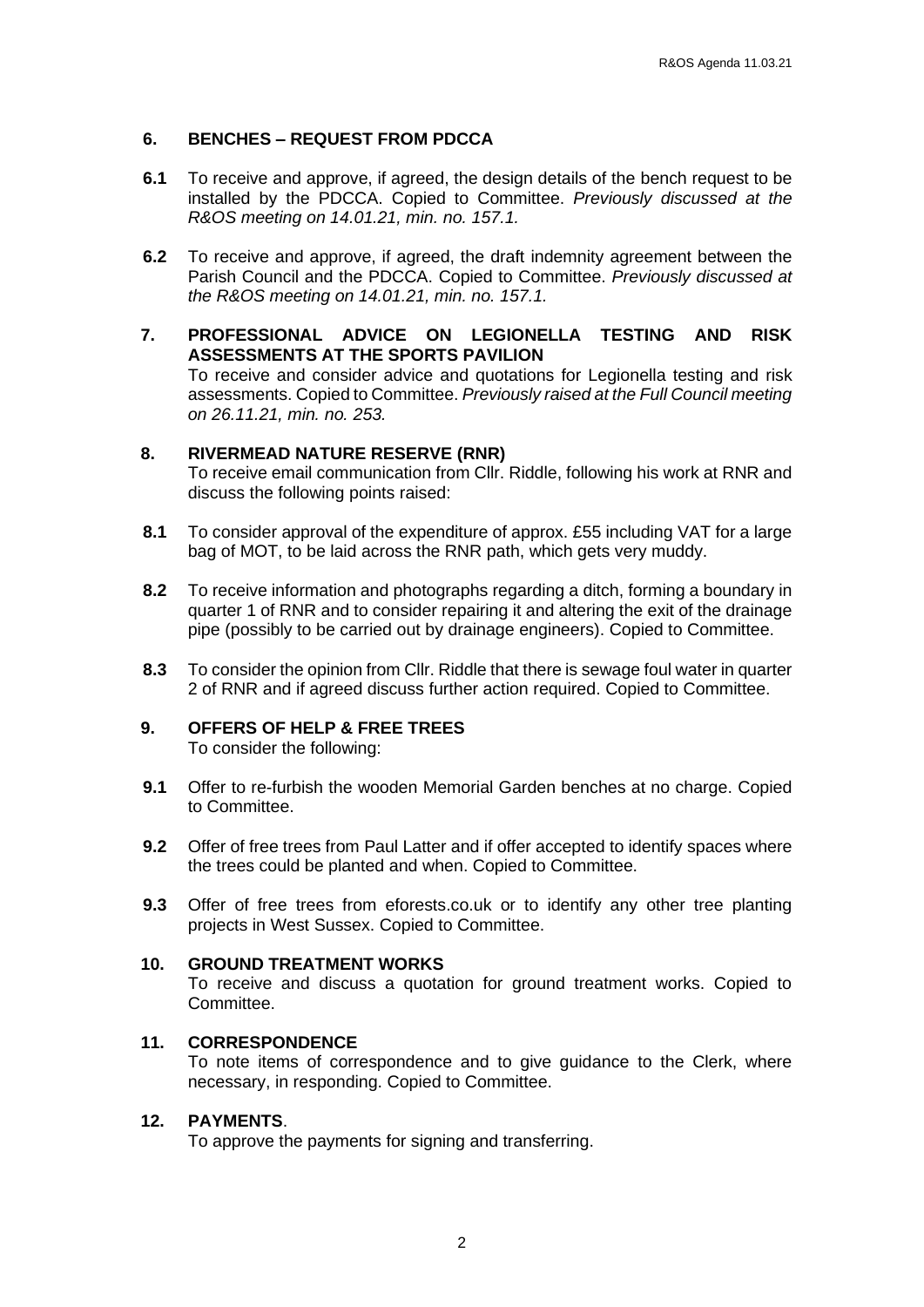## 6. BENCHES – REQUEST FROM PDCCA

**6.1** To receive and approve, if agreed, the design details of the bench request to be installed by the PDCCA. Copied to Committee. *Previously discussed at the R&OS meeting on 14.01.21, min. no. 157.1.*

**6.2** To receive and approve, if agreed, the draft indemnity agreement between the Parish Council and the PDCCA. Copied to Committee. *Previously discussed at the R&OS meeting on 14.01.21, min. no. 157.1.*

## 7. PROFESSIONAL ADVICE ON LEGIONELLA TESTING AND RISK ASSESSMENTS AT THE SPORTS PAVILION

To receive and consider advice and quotations for Legionella testing and risk assessments. Copied to Committee. *Previously raised at the Full Council meeting on 26.11.21, min. no. 253.*

## 8. RIVERMEAD NATURE RESERVE (RNR)

To receive email communication from Cllr. Riddle, following his work at RNR and discuss the following points raised:

**8.1** To consider approval of the expenditure of approx. £55 including VAT for a large bag of MOT, to be laid across the RNR path, which gets very muddy.

**8.2** To receive information and photographs regarding a ditch, forming a boundary in quarter 1 of RNR and to consider repairing it and altering the exit of the drainage pipe (possibly to be carried out by drainage engineers). Copied to Committee.

**8.3** To consider the opinion from Cllr. Riddle that there is sewage foul water in quarter 2 of RNR and if agreed discuss further action required. Copied to Committee.

## 9. OFFERS OF HELP & FREE TREES

To consider the following:

**9.1** Offer to re-furbish the wooden Memorial Garden benches at no charge. Copied to Committee.

**9.2** Offer of free trees from Paul Latter and if offer accepted to identify spaces where the trees could be planted and when. Copied to Committee.

**9.3** Offer of free trees from eforests.co.uk or to identify any other tree planting projects in West Sussex. Copied to Committee.

## 10. GROUND TREATMENT WORKS

To receive and discuss a quotation for ground treatment works. Copied to Committee.

## 11. CORRESPONDENCE

To note items of correspondence and to give guidance to the Clerk, where necessary, in responding. Copied to Committee.

## 12. PAYMENTS.

To approve the payments for signing and transferring.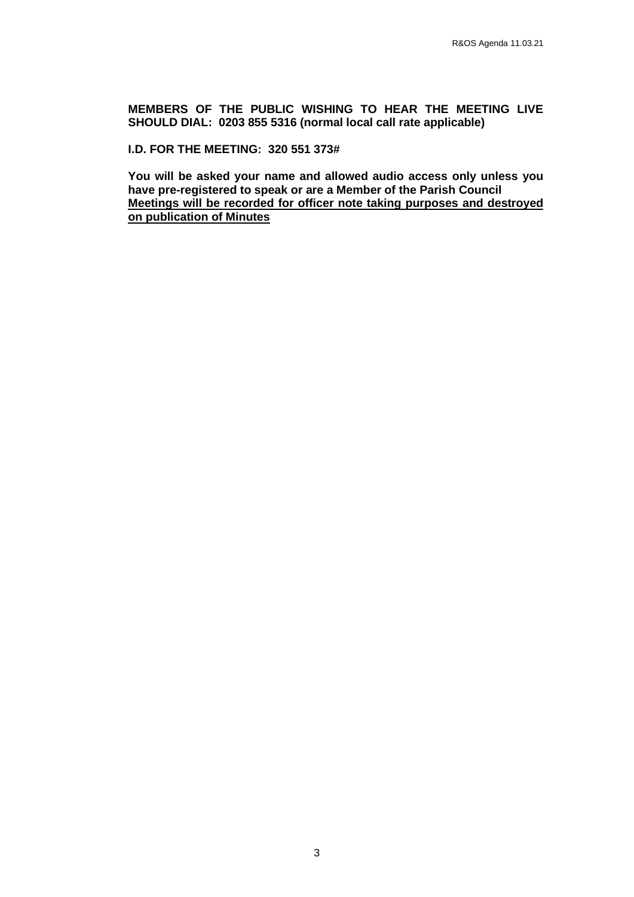**MEMBERS OF THE PUBLIC WISHING TO HEAR THE MEETING LIVE SHOULD DIAL: 0203 855 5316 (normal local call rate applicable)**

**I.D. FOR THE MEETING: 320 551 373#**

**You will be asked your name and allowed audio access only unless you have pre-registered to speak or are a Member of the Parish Council**
**<u>Meetings will be recorded for officer note taking purposes and destroyed on publication of Minutes</u>**